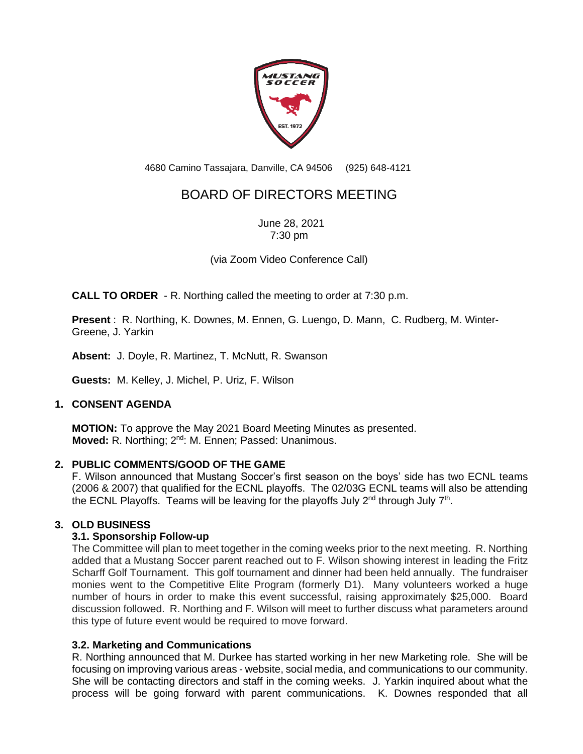4680 Camino Tassajara, Danville, CA 94506 (925) 648-4121

# BOARD OF DIRECTORS MEETING

June 28, 2021
7:30 pm

(via Zoom Video Conference Call)

**CALL TO ORDER** - R. Northing called the meeting to order at 7:30 p.m.

**Present** : R. Northing, K. Downes, M. Ennen, G. Luengo, D. Mann, C. Rudberg, M. Winter-Greene, J. Yarkin

**Absent:** J. Doyle, R. Martinez, T. McNutt, R. Swanson

**Guests:** M. Kelley, J. Michel, P. Uriz, F. Wilson

## 1. CONSENT AGENDA

**MOTION:** To approve the May 2021 Board Meeting Minutes as presented.
**Moved:** R. Northing; 2nd: M. Ennen; Passed: Unanimous.

## 2. PUBLIC COMMENTS/GOOD OF THE GAME

F. Wilson announced that Mustang Soccer's first season on the boys' side has two ECNL teams (2006 & 2007) that qualified for the ECNL playoffs. The 02/03G ECNL teams will also be attending the ECNL Playoffs. Teams will be leaving for the playoffs July 2nd through July 7th.

## 3. OLD BUSINESS

### 3.1. Sponsorship Follow-up

The Committee will plan to meet together in the coming weeks prior to the next meeting. R. Northing added that a Mustang Soccer parent reached out to F. Wilson showing interest in leading the Fritz Scharff Golf Tournament. This golf tournament and dinner had been held annually. The fundraiser monies went to the Competitive Elite Program (formerly D1). Many volunteers worked a huge number of hours in order to make this event successful, raising approximately $25,000. Board discussion followed. R. Northing and F. Wilson will meet to further discuss what parameters around this type of future event would be required to move forward.

### 3.2. Marketing and Communications

R. Northing announced that M. Durkee has started working in her new Marketing role. She will be focusing on improving various areas - website, social media, and communications to our community. She will be contacting directors and staff in the coming weeks. J. Yarkin inquired about what the process will be going forward with parent communications. K. Downes responded that all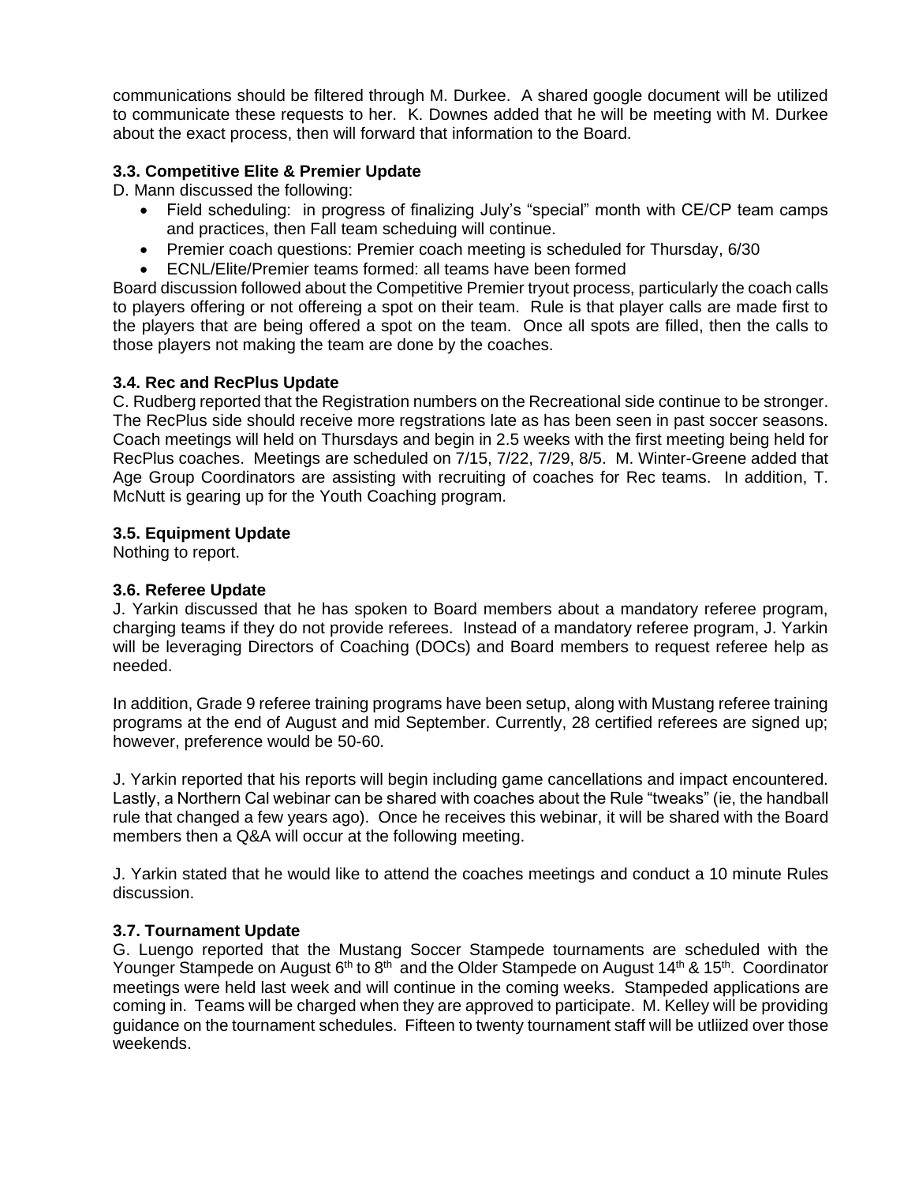communications should be filtered through M. Durkee. A shared google document will be utilized to communicate these requests to her. K. Downes added that he will be meeting with M. Durkee about the exact process, then will forward that information to the Board.

### 3.3. Competitive Elite & Premier Update

D. Mann discussed the following:

- Field scheduling: in progress of finalizing July's "special" month with CE/CP team camps and practices, then Fall team scheduing will continue.
- Premier coach questions: Premier coach meeting is scheduled for Thursday, 6/30
- ECNL/Elite/Premier teams formed: all teams have been formed

Board discussion followed about the Competitive Premier tryout process, particularly the coach calls to players offering or not offereing a spot on their team. Rule is that player calls are made first to the players that are being offered a spot on the team. Once all spots are filled, then the calls to those players not making the team are done by the coaches.

### 3.4. Rec and RecPlus Update

C. Rudberg reported that the Registration numbers on the Recreational side continue to be stronger. The RecPlus side should receive more regstrations late as has been seen in past soccer seasons. Coach meetings will held on Thursdays and begin in 2.5 weeks with the first meeting being held for RecPlus coaches. Meetings are scheduled on 7/15, 7/22, 7/29, 8/5. M. Winter-Greene added that Age Group Coordinators are assisting with recruiting of coaches for Rec teams. In addition, T. McNutt is gearing up for the Youth Coaching program.

### 3.5. Equipment Update

Nothing to report.

### 3.6. Referee Update

J. Yarkin discussed that he has spoken to Board members about a mandatory referee program, charging teams if they do not provide referees. Instead of a mandatory referee program, J. Yarkin will be leveraging Directors of Coaching (DOCs) and Board members to request referee help as needed.

In addition, Grade 9 referee training programs have been setup, along with Mustang referee training programs at the end of August and mid September. Currently, 28 certified referees are signed up; however, preference would be 50-60.

J. Yarkin reported that his reports will begin including game cancellations and impact encountered. Lastly, a Northern Cal webinar can be shared with coaches about the Rule "tweaks" (ie, the handball rule that changed a few years ago). Once he receives this webinar, it will be shared with the Board members then a Q&A will occur at the following meeting.

J. Yarkin stated that he would like to attend the coaches meetings and conduct a 10 minute Rules discussion.

### 3.7. Tournament Update

G. Luengo reported that the Mustang Soccer Stampede tournaments are scheduled with the Younger Stampede on August 6th to 8th and the Older Stampede on August 14th & 15th. Coordinator meetings were held last week and will continue in the coming weeks. Stampeded applications are coming in. Teams will be charged when they are approved to participate. M. Kelley will be providing guidance on the tournament schedules. Fifteen to twenty tournament staff will be utliized over those weekends.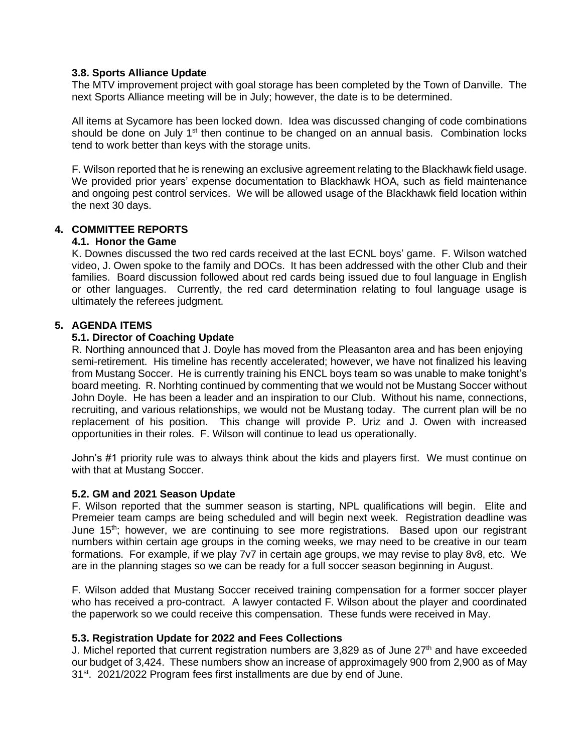### 3.8. Sports Alliance Update

The MTV improvement project with goal storage has been completed by the Town of Danville. The next Sports Alliance meeting will be in July; however, the date is to be determined.

All items at Sycamore has been locked down. Idea was discussed changing of code combinations should be done on July 1st then continue to be changed on an annual basis. Combination locks tend to work better than keys with the storage units.

F. Wilson reported that he is renewing an exclusive agreement relating to the Blackhawk field usage. We provided prior years' expense documentation to Blackhawk HOA, such as field maintenance and ongoing pest control services. We will be allowed usage of the Blackhawk field location within the next 30 days.

## 4. COMMITTEE REPORTS

### 4.1. Honor the Game

K. Downes discussed the two red cards received at the last ECNL boys' game. F. Wilson watched video, J. Owen spoke to the family and DOCs. It has been addressed with the other Club and their families. Board discussion followed about red cards being issued due to foul language in English or other languages. Currently, the red card determination relating to foul language usage is ultimately the referees judgment.

## 5. AGENDA ITEMS

### 5.1. Director of Coaching Update

R. Northing announced that J. Doyle has moved from the Pleasanton area and has been enjoying semi-retirement. His timeline has recently accelerated; however, we have not finalized his leaving from Mustang Soccer. He is currently training his ENCL boys team so was unable to make tonight's board meeting. R. Norhting continued by commenting that we would not be Mustang Soccer without John Doyle. He has been a leader and an inspiration to our Club. Without his name, connections, recruiting, and various relationships, we would not be Mustang today. The current plan will be no replacement of his position. This change will provide P. Uriz and J. Owen with increased opportunities in their roles. F. Wilson will continue to lead us operationally.

John's #1 priority rule was to always think about the kids and players first. We must continue on with that at Mustang Soccer.

### 5.2. GM and 2021 Season Update

F. Wilson reported that the summer season is starting, NPL qualifications will begin. Elite and Premeier team camps are being scheduled and will begin next week. Registration deadline was June 15th; however, we are continuing to see more registrations. Based upon our registrant numbers within certain age groups in the coming weeks, we may need to be creative in our team formations. For example, if we play 7v7 in certain age groups, we may revise to play 8v8, etc. We are in the planning stages so we can be ready for a full soccer season beginning in August.

F. Wilson added that Mustang Soccer received training compensation for a former soccer player who has received a pro-contract. A lawyer contacted F. Wilson about the player and coordinated the paperwork so we could receive this compensation. These funds were received in May.

### 5.3. Registration Update for 2022 and Fees Collections

J. Michel reported that current registration numbers are 3,829 as of June 27th and have exceeded our budget of 3,424. These numbers show an increase of approximagely 900 from 2,900 as of May 31st. 2021/2022 Program fees first installments are due by end of June.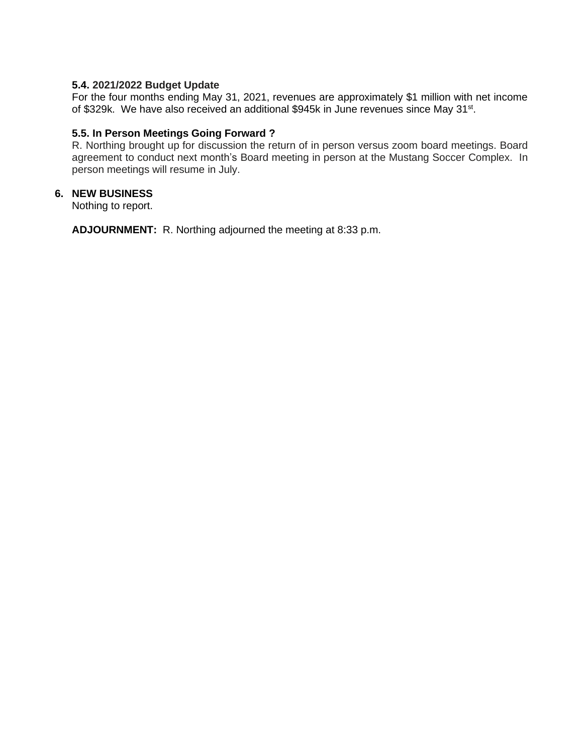### 5.4. 2021/2022 Budget Update

For the four months ending May 31, 2021, revenues are approximately $1 million with net income of $329k. We have also received an additional $945k in June revenues since May 31st.

### 5.5. In Person Meetings Going Forward ?

R. Northing brought up for discussion the return of in person versus zoom board meetings. Board agreement to conduct next month's Board meeting in person at the Mustang Soccer Complex. In person meetings will resume in July.

## 6. NEW BUSINESS

Nothing to report.

**ADJOURNMENT:** R. Northing adjourned the meeting at 8:33 p.m.